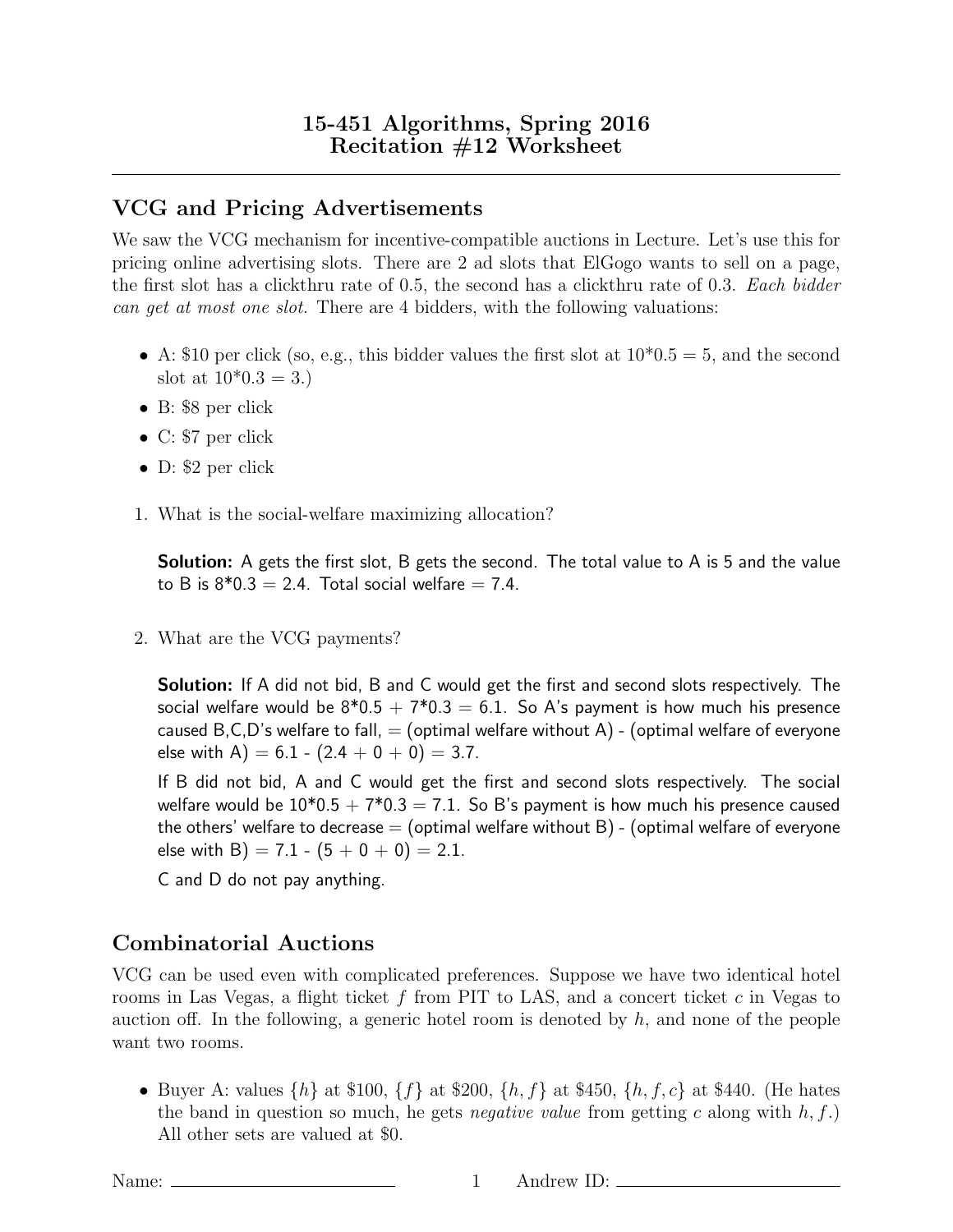# 15-451 Algorithms, Spring 2016
# Recitation #12 Worksheet

## VCG and Pricing Advertisements

We saw the VCG mechanism for incentive-compatible auctions in Lecture. Let's use this for pricing online advertising slots. There are 2 ad slots that ElGogo wants to sell on a page, the first slot has a clickthru rate of 0.5, the second has a clickthru rate of 0.3. *Each bidder can get at most one slot.* There are 4 bidders, with the following valuations:

- A: $10 per click (so, e.g., this bidder values the first slot at 10*0.5 = 5, and the second slot at 10*0.3 = 3.)
- B: $8 per click
- C: $7 per click
- D: $2 per click

1. What is the social-welfare maximizing allocation?

   **Solution:** A gets the first slot, B gets the second. The total value to A is 5 and the value to B is 8*0.3 = 2.4. Total social welfare = 7.4.

2. What are the VCG payments?

   **Solution:** If A did not bid, B and C would get the first and second slots respectively. The social welfare would be 8*0.5 + 7*0.3 = 6.1. So A's payment is how much his presence caused B,C,D's welfare to fall, = (optimal welfare without A) - (optimal welfare of everyone else with A) = 6.1 - (2.4 + 0 + 0) = 3.7.

   If B did not bid, A and C would get the first and second slots respectively. The social welfare would be 10*0.5 + 7*0.3 = 7.1. So B's payment is how much his presence caused the others' welfare to decrease = (optimal welfare without B) - (optimal welfare of everyone else with B) = 7.1 - (5 + 0 + 0) = 2.1.

   C and D do not pay anything.

## Combinatorial Auctions

VCG can be used even with complicated preferences. Suppose we have two identical hotel rooms in Las Vegas, a flight ticket $f$ from PIT to LAS, and a concert ticket $c$ in Vegas to auction off. In the following, a generic hotel room is denoted by $h$, and none of the people want two rooms.

- Buyer A: values $\{h\}$ at $100, $\{f\}$ at $200, $\{h, f\}$ at $450, $\{h, f, c\}$ at $440. (He hates the band in question so much, he gets *negative value* from getting $c$ along with $h, f$.) All other sets are valued at $0.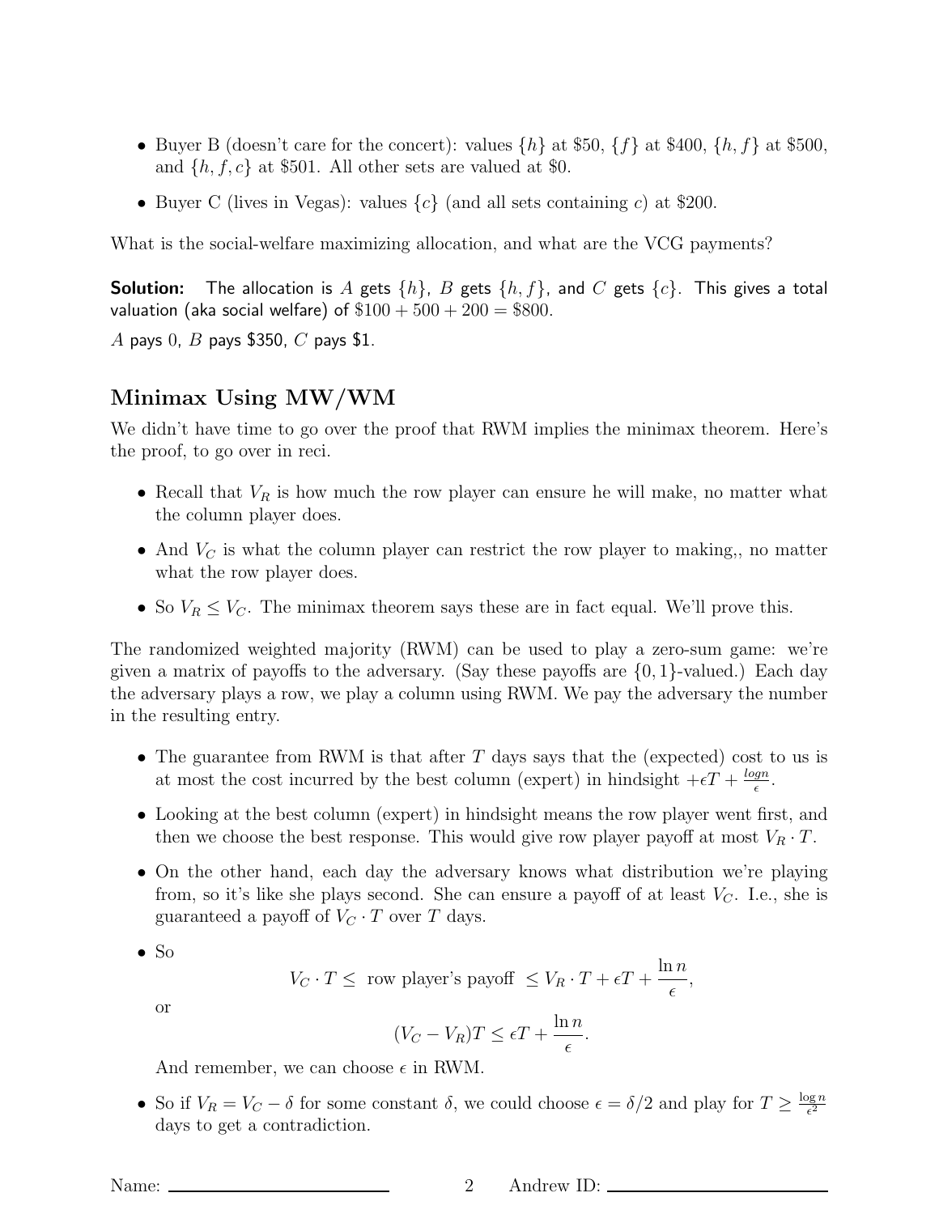- Buyer B (doesn't care for the concert): values $\{h\}$ at \$50, $\{f\}$ at \$400, $\{h, f\}$ at \$500, and $\{h, f, c\}$ at \$501. All other sets are valued at \$0.
- Buyer C (lives in Vegas): values $\{c\}$ (and all sets containing $c$) at \$200.

What is the social-welfare maximizing allocation, and what are the VCG payments?

**Solution:** The allocation is $A$ gets $\{h\}$, $B$ gets $\{h, f\}$, and $C$ gets $\{c\}$. This gives a total valuation (aka social welfare) of $\$100 + 500 + 200 = \$800$.

$A$ pays 0, $B$ pays \$350, $C$ pays \$1.

## Minimax Using MW/WM

We didn't have time to go over the proof that RWM implies the minimax theorem. Here's the proof, to go over in reci.

- Recall that $V_R$ is how much the row player can ensure he will make, no matter what the column player does.
- And $V_C$ is what the column player can restrict the row player to making,, no matter what the row player does.
- So $V_R \leq V_C$. The minimax theorem says these are in fact equal. We'll prove this.

The randomized weighted majority (RWM) can be used to play a zero-sum game: we're given a matrix of payoffs to the adversary. (Say these payoffs are $\{0, 1\}$-valued.) Each day the adversary plays a row, we play a column using RWM. We pay the adversary the number in the resulting entry.

- The guarantee from RWM is that after $T$ days says that the (expected) cost to us is at most the cost incurred by the best column (expert) in hindsight $+\epsilon T + \frac{logn}{\epsilon}$.
- Looking at the best column (expert) in hindsight means the row player went first, and then we choose the best response. This would give row player payoff at most $V_R \cdot T$.
- On the other hand, each day the adversary knows what distribution we're playing from, so it's like she plays second. She can ensure a payoff of at least $V_C$. I.e., she is guaranteed a payoff of $V_C \cdot T$ over $T$ days.
- So
  $$V_C \cdot T \leq \text{ row player's payoff } \leq V_R \cdot T + \epsilon T + \frac{\ln n}{\epsilon},$$
  or
  $$(V_C - V_R)T \leq \epsilon T + \frac{\ln n}{\epsilon}.$$
  And remember, we can choose $\epsilon$ in RWM.
- So if $V_R = V_C - \delta$ for some constant $\delta$, we could choose $\epsilon = \delta/2$ and play for $T \geq \frac{\log n}{\epsilon^2}$ days to get a contradiction.